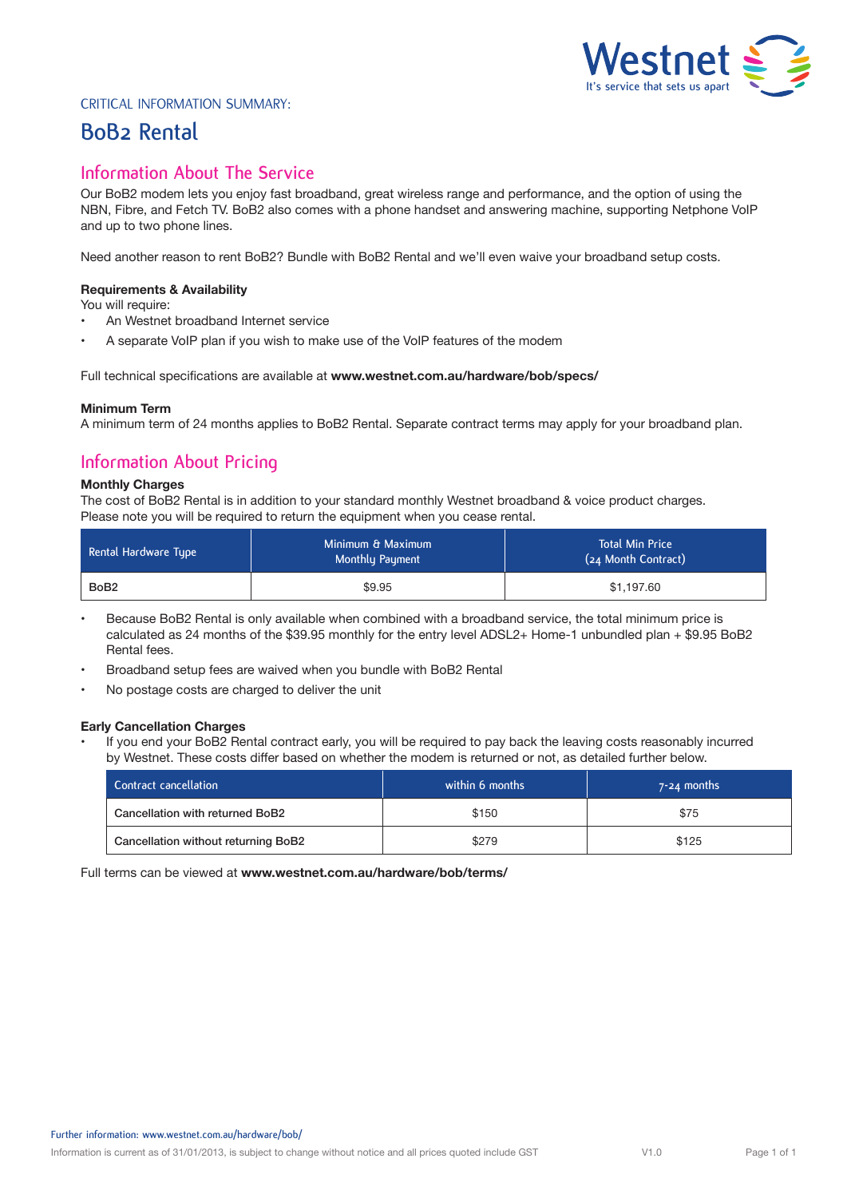Westnet
It's service that sets us apart

CRITICAL INFORMATION SUMMARY:

# BoB2 Rental

## Information About The Service

Our BoB2 modem lets you enjoy fast broadband, great wireless range and performance, and the option of using the NBN, Fibre, and Fetch TV. BoB2 also comes with a phone handset and answering machine, supporting Netphone VoIP and up to two phone lines.

Need another reason to rent BoB2? Bundle with BoB2 Rental and we'll even waive your broadband setup costs.

**Requirements & Availability**

You will require:

- An Westnet broadband Internet service
- A separate VoIP plan if you wish to make use of the VoIP features of the modem

Full technical specifications are available at **www.westnet.com.au/hardware/bob/specs/**

**Minimum Term**

A minimum term of 24 months applies to BoB2 Rental. Separate contract terms may apply for your broadband plan.

## Information About Pricing

**Monthly Charges**

The cost of BoB2 Rental is in addition to your standard monthly Westnet broadband & voice product charges. Please note you will be required to return the equipment when you cease rental.

| Rental Hardware Type | Minimum & Maximum Monthly Payment | Total Min Price (24 Month Contract) |
|---|---|---|
| BoB2 | $9.95 | $1,197.60 |

- Because BoB2 Rental is only available when combined with a broadband service, the total minimum price is calculated as 24 months of the $39.95 monthly for the entry level ADSL2+ Home-1 unbundled plan + $9.95 BoB2 Rental fees.
- Broadband setup fees are waived when you bundle with BoB2 Rental
- No postage costs are charged to deliver the unit

**Early Cancellation Charges**

- If you end your BoB2 Rental contract early, you will be required to pay back the leaving costs reasonably incurred by Westnet. These costs differ based on whether the modem is returned or not, as detailed further below.

| Contract cancellation | within 6 months | 7-24 months |
|---|---|---|
| Cancellation with returned BoB2 | $150 | $75 |
| Cancellation without returning BoB2 | $279 | $125 |

Full terms can be viewed at **www.westnet.com.au/hardware/bob/terms/**

Further information: www.westnet.com.au/hardware/bob/

Information is current as of 31/01/2013, is subject to change without notice and all prices quoted include GST

V1.0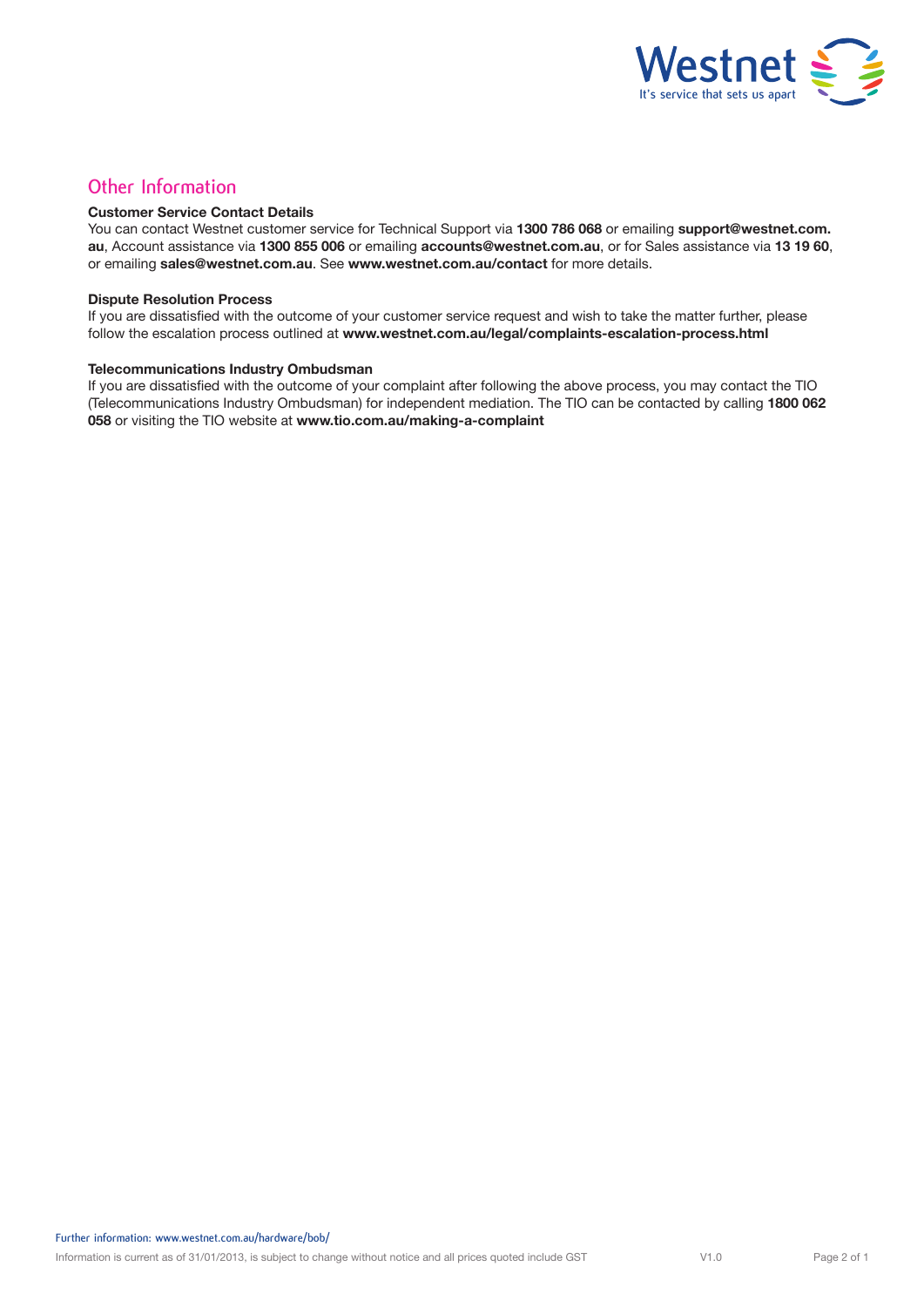## Other Information

**Customer Service Contact Details**

You can contact Westnet customer service for Technical Support via **1300 786 068** or emailing **support@westnet.com.au**, Account assistance via **1300 855 006** or emailing **accounts@westnet.com.au**, or for Sales assistance via **13 19 60**, or emailing **sales@westnet.com.au**. See **www.westnet.com.au/contact** for more details.

**Dispute Resolution Process**

If you are dissatisfied with the outcome of your customer service request and wish to take the matter further, please follow the escalation process outlined at **www.westnet.com.au/legal/complaints-escalation-process.html**

**Telecommunications Industry Ombudsman**

If you are dissatisfied with the outcome of your complaint after following the above process, you may contact the TIO (Telecommunications Industry Ombudsman) for independent mediation. The TIO can be contacted by calling **1800 062 058** or visiting the TIO website at **www.tio.com.au/making-a-complaint**

Further information: www.westnet.com.au/hardware/bob/

Information is current as of 31/01/2013, is subject to change without notice and all prices quoted include GST V1.0